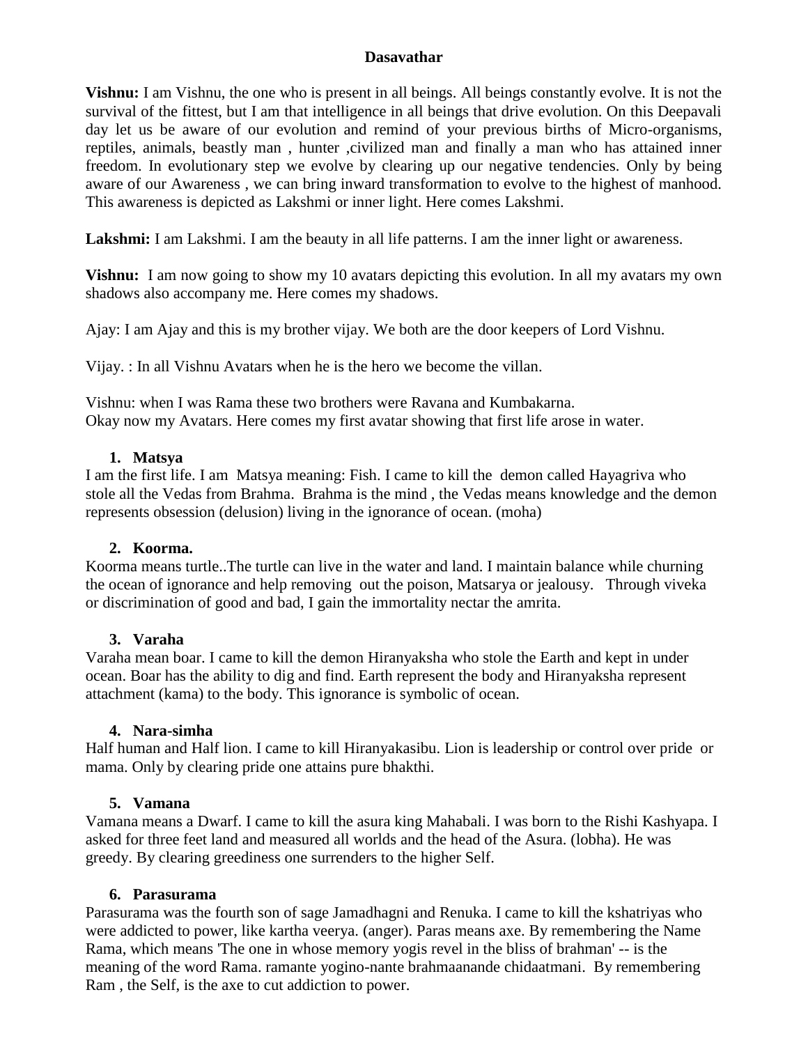# Dasavathar

**Vishnu:** I am Vishnu, the one who is present in all beings. All beings constantly evolve. It is not the survival of the fittest, but I am that intelligence in all beings that drive evolution. On this Deepavali day let us be aware of our evolution and remind of your previous births of Micro-organisms, reptiles, animals, beastly man , hunter ,civilized man and finally a man who has attained inner freedom. In evolutionary step we evolve by clearing up our negative tendencies. Only by being aware of our Awareness , we can bring inward transformation to evolve to the highest of manhood. This awareness is depicted as Lakshmi or inner light. Here comes Lakshmi.

**Lakshmi:** I am Lakshmi. I am the beauty in all life patterns. I am the inner light or awareness.

**Vishnu:** I am now going to show my 10 avatars depicting this evolution. In all my avatars my own shadows also accompany me. Here comes my shadows.

Ajay: I am Ajay and this is my brother vijay. We both are the door keepers of Lord Vishnu.

Vijay. : In all Vishnu Avatars when he is the hero we become the villan.

Vishnu: when I was Rama these two brothers were Ravana and Kumbakarna.
Okay now my Avatars. Here comes my first avatar showing that first life arose in water.

1. **Matsya**

I am the first life. I am Matsya meaning: Fish. I came to kill the demon called Hayagriva who stole all the Vedas from Brahma. Brahma is the mind , the Vedas means knowledge and the demon represents obsession (delusion) living in the ignorance of ocean. (moha)

2. **Koorma.**

Koorma means turtle..The turtle can live in the water and land. I maintain balance while churning the ocean of ignorance and help removing out the poison, Matsarya or jealousy. Through viveka or discrimination of good and bad, I gain the immortality nectar the amrita.

3. **Varaha**

Varaha mean boar. I came to kill the demon Hiranyaksha who stole the Earth and kept in under ocean. Boar has the ability to dig and find. Earth represent the body and Hiranyaksha represent attachment (kama) to the body. This ignorance is symbolic of ocean.

4. **Nara-simha**

Half human and Half lion. I came to kill Hiranyakasibu. Lion is leadership or control over pride or mama. Only by clearing pride one attains pure bhakthi.

5. **Vamana**

Vamana means a Dwarf. I came to kill the asura king Mahabali. I was born to the Rishi Kashyapa. I asked for three feet land and measured all worlds and the head of the Asura. (lobha). He was greedy. By clearing greediness one surrenders to the higher Self.

6. **Parasurama**

Parasurama was the fourth son of sage Jamadhagni and Renuka. I came to kill the kshatriyas who were addicted to power, like kartha veerya. (anger). Paras means axe. By remembering the Name Rama, which means 'The one in whose memory yogis revel in the bliss of brahman' -- is the meaning of the word Rama. ramante yogino-nante brahmaanande chidaatmani. By remembering Ram , the Self, is the axe to cut addiction to power.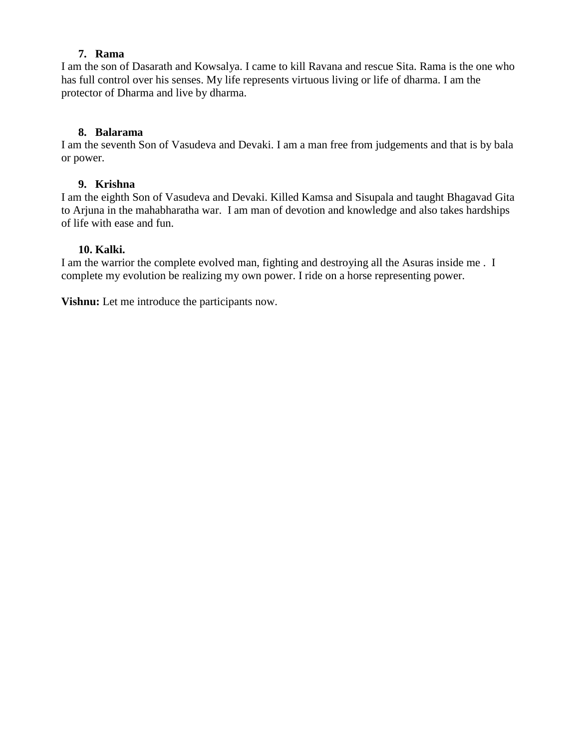7. **Rama**

I am the son of Dasarath and Kowsalya. I came to kill Ravana and rescue Sita. Rama is the one who has full control over his senses. My life represents virtuous living or life of dharma. I am the protector of Dharma and live by dharma.

8. **Balarama**

I am the seventh Son of Vasudeva and Devaki. I am a man free from judgements and that is by bala or power.

9. **Krishna**

I am the eighth Son of Vasudeva and Devaki. Killed Kamsa and Sisupala and taught Bhagavad Gita to Arjuna in the mahabharatha war. I am man of devotion and knowledge and also takes hardships of life with ease and fun.

10. **Kalki.**

I am the warrior the complete evolved man, fighting and destroying all the Asuras inside me . I complete my evolution be realizing my own power. I ride on a horse representing power.

**Vishnu:** Let me introduce the participants now.